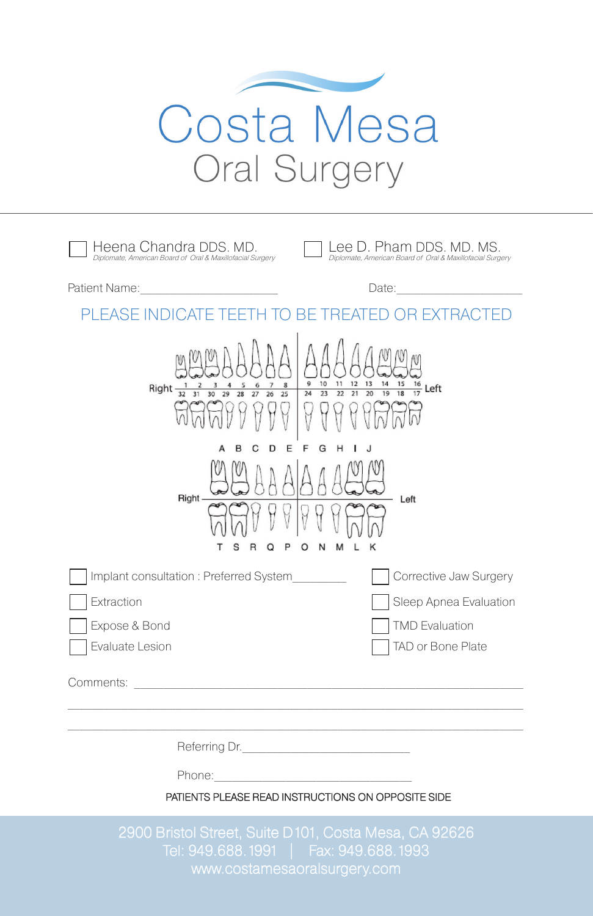# Costa Mesa
## Oral Surgery

☐ Heena Chandra DDS. MD.
*Diplomate, American Board of Oral & Maxillofacial Surgery*

☐ Lee D. Pham DDS. MD. MS.
*Diplomate, American Board of Oral & Maxillofacial Surgery*

Patient Name:______________________ Date:____________________

### PLEASE INDICATE TEETH TO BE TREATED OR EXTRACTED

Right 1 2 3 4 5 6 7 8 | 9 10 11 12 13 14 15 16 Left

32 31 30 29 28 27 26 25 | 24 23 22 21 20 19 18 17

A B C D E F G H I J

Right | Left

T S R Q P O N M L K

- ☐ Implant consultation : Preferred System________
- ☐ Extraction
- ☐ Expose & Bond
- ☐ Evaluate Lesion
- ☐ Corrective Jaw Surgery
- ☐ Sleep Apnea Evaluation
- ☐ TMD Evaluation
- ☐ TAD or Bone Plate

Comments: ____________________________________________________________

______________________________________________________________________

______________________________________________________________________

Referring Dr.__________________________

Phone:______________________________

PATIENTS PLEASE READ INSTRUCTIONS ON OPPOSITE SIDE

2900 Bristol Street, Suite D101, Costa Mesa, CA 92626
Tel: 949.688.1991 | Fax: 949.688.1993
www.costamesaoralsurgery.com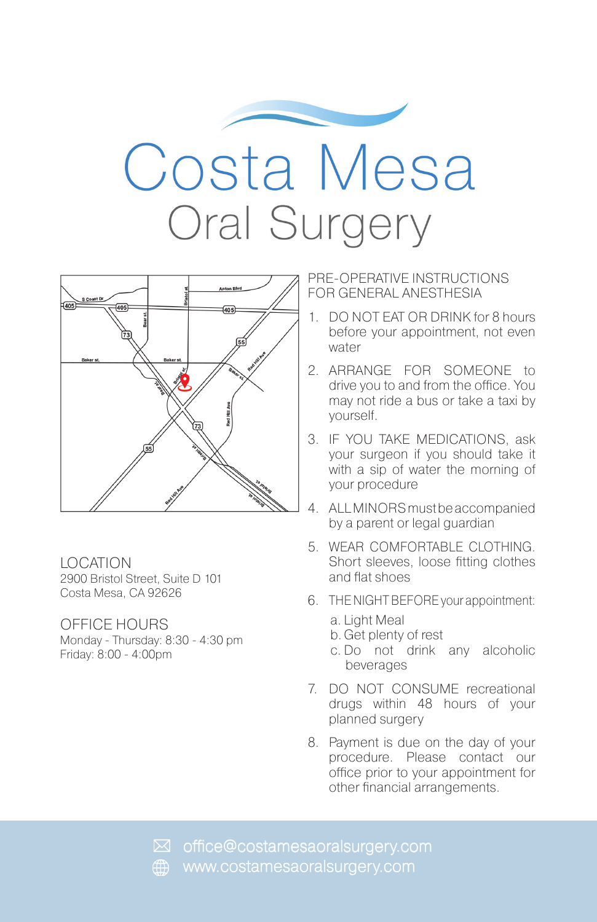# Costa Mesa

## Oral Surgery

LOCATION
2900 Bristol Street, Suite D 101
Costa Mesa, CA 92626

OFFICE HOURS
Monday - Thursday: 8:30 - 4:30 pm
Friday: 8:00 - 4:00pm

## PRE-OPERATIVE INSTRUCTIONS FOR GENERAL ANESTHESIA

1. DO NOT EAT OR DRINK for 8 hours before your appointment, not even water
2. ARRANGE FOR SOMEONE to drive you to and from the office. You may not ride a bus or take a taxi by yourself.
3. IF YOU TAKE MEDICATIONS, ask your surgeon if you should take it with a sip of water the morning of your procedure
4. ALL MINORS must be accompanied by a parent or legal guardian
5. WEAR COMFORTABLE CLOTHING. Short sleeves, loose fitting clothes and flat shoes
6. THE NIGHT BEFORE your appointment:
   a. Light Meal
   b. Get plenty of rest
   c. Do not drink any alcoholic beverages
7. DO NOT CONSUME recreational drugs within 48 hours of your planned surgery
8. Payment is due on the day of your procedure. Please contact our office prior to your appointment for other financial arrangements.

office@costamesaoralsurgery.com
www.costamesaoralsurgery.com